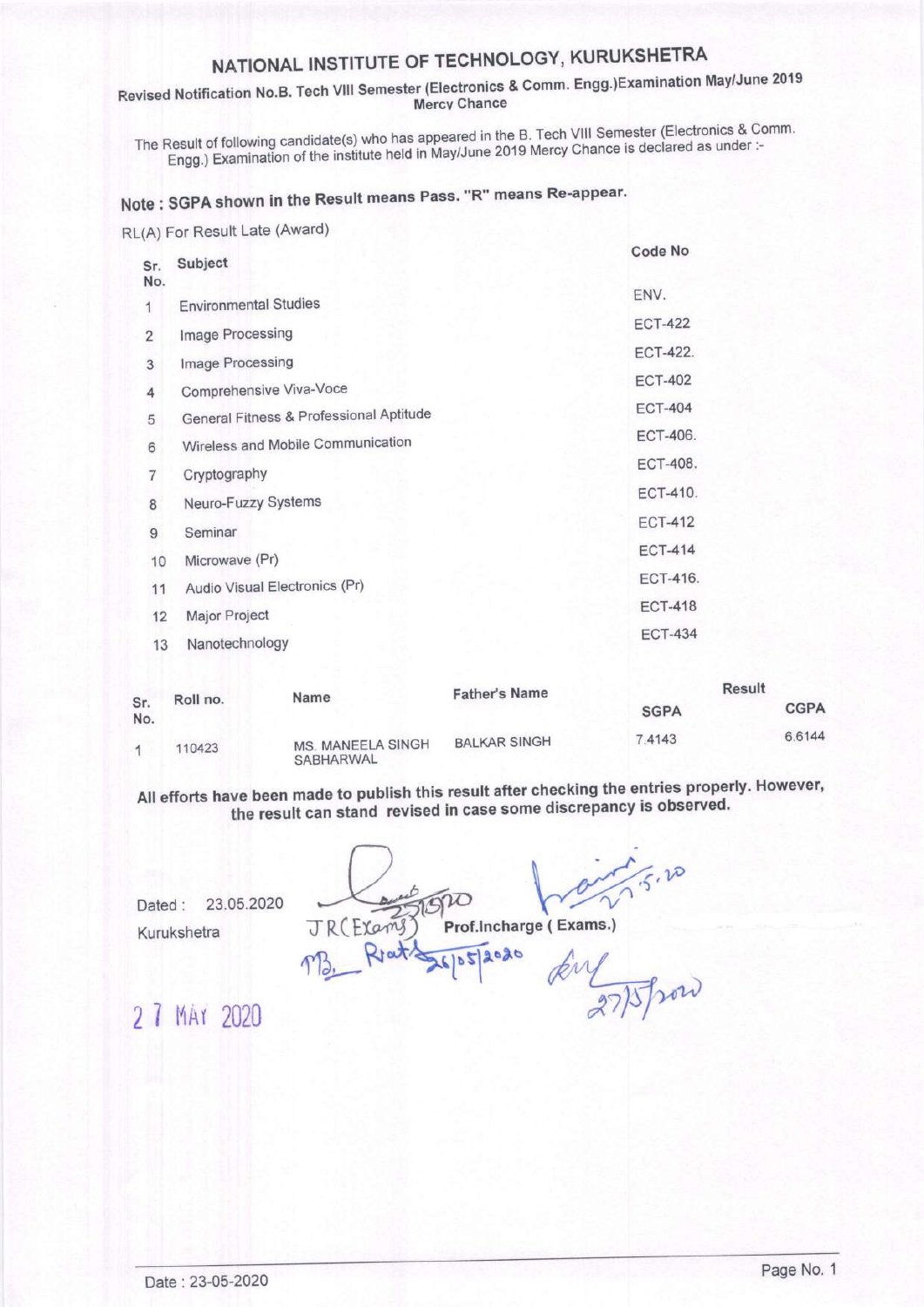# NATIONAL INSTITUTE OF TECHNOLOGY, KURUKSHETRA

## Revised Notification No.B. Tech VIII Semester (Electronics & Comm. Engg.)Examination May/June 2019 Mercy Chance

The Result of following candidate(s) who has appeared in the B. Tech VIII Semester (Electronics & Comm. Engg.) Examination of the institute held in May/June 2019 Mercy Chance is declared as under :-

**Note : SGPA shown in the Result means Pass. "R" means Re-appear.**

RL(A) For Result Late (Award)

| Sr. No. | Subject | Code No |
|---|---|---|
| 1 | Environmental Studies | ENV. |
| 2 | Image Processing | ECT-422 |
| 3 | Image Processing | ECT-422. |
| 4 | Comprehensive Viva-Voce | ECT-402 |
| 5 | General Fitness & Professional Aptitude | ECT-404 |
| 6 | Wireless and Mobile Communication | ECT-406. |
| 7 | Cryptography | ECT-408. |
| 8 | Neuro-Fuzzy Systems | ECT-410. |
| 9 | Seminar | ECT-412 |
| 10 | Microwave (Pr) | ECT-414 |
| 11 | Audio Visual Electronics (Pr) | ECT-416. |
| 12 | Major Project | ECT-418 |
| 13 | Nanotechnology | ECT-434 |

| Sr. No. | Roll no. | Name | Father's Name | Result SGPA | CGPA |
|---|---|---|---|---|---|
| 1 | 110423 | MS. MANEELA SINGH SABHARWAL | BALKAR SINGH | 7.4143 | 6.6144 |

**All efforts have been made to publish this result after checking the entries properly. However, the result can stand revised in case some discrepancy is observed.**

Dated : 23.05.2020

Kurukshetra

JR(Exams) 25/5/20

Prof.Incharge ( Exams.) 27.5.20

PB, Rvat 26/05/2020

27/5/2020

27 MAY 2020

Date : 23-05-2020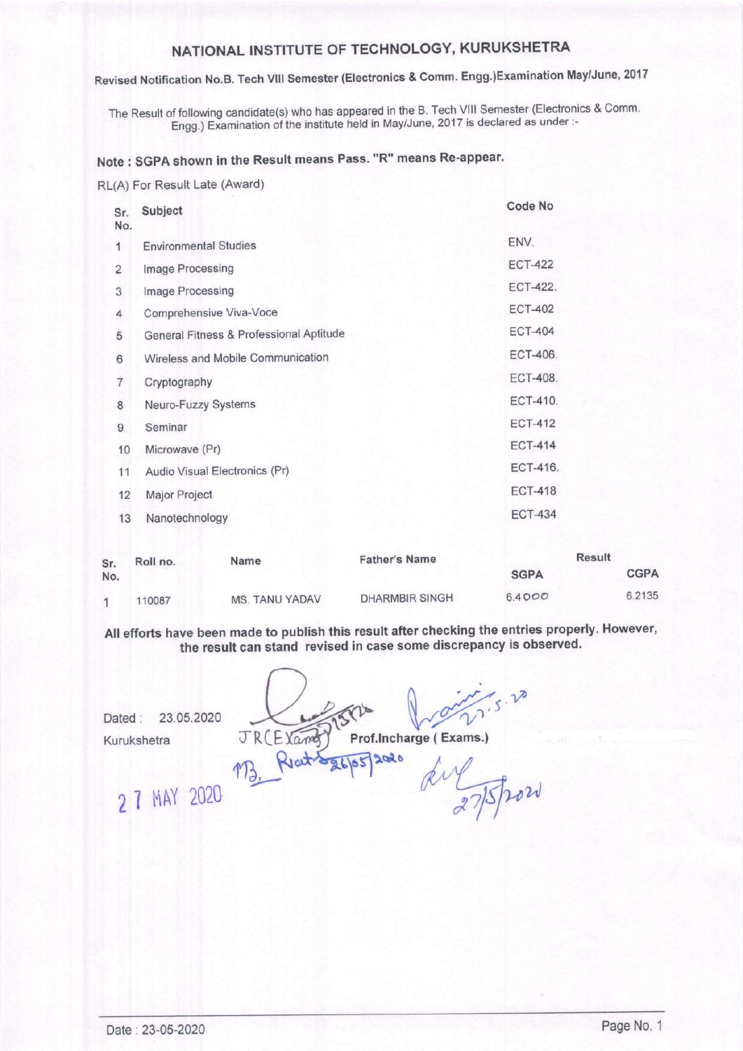# NATIONAL INSTITUTE OF TECHNOLOGY, KURUKSHETRA

## Revised Notification No.B. Tech VIII Semester (Electronics & Comm. Engg.)Examination May/June, 2017

The Result of following candidate(s) who has appeared in the B. Tech VIII Semester (Electronics & Comm. Engg.) Examination of the institute held in May/June, 2017 is declared as under :-

**Note : SGPA shown in the Result means Pass. "R" means Re-appear.**

RL(A) For Result Late (Award)

| Sr. No. | Subject | Code No |
|---|---|---|
| 1 | Environmental Studies | ENV. |
| 2 | Image Processing | ECT-422 |
| 3 | Image Processing | ECT-422. |
| 4 | Comprehensive Viva-Voce | ECT-402 |
| 5 | General Fitness & Professional Aptitude | ECT-404 |
| 6 | Wireless and Mobile Communication | ECT-406. |
| 7 | Cryptography | ECT-408. |
| 8 | Neuro-Fuzzy Systems | ECT-410. |
| 9 | Seminar | ECT-412 |
| 10 | Microwave (Pr) | ECT-414 |
| 11 | Audio Visual Electronics (Pr) | ECT-416. |
| 12 | Major Project | ECT-418 |
| 13 | Nanotechnology | ECT-434 |

| Sr. No. | Roll no. | Name | Father's Name | Result | |
|---|---|---|---|---|---|
| | | | | SGPA | CGPA |
| 1 | 110087 | MS. TANU YADAV | DHARMBIR SINGH | 6.4000 | 6.2135 |

**All efforts have been made to publish this result after checking the entries properly. However, the result can stand revised in case some discrepancy is observed.**

Dated : 23.05.2020

Kurukshetra

JRC(Exams) 25/5/20

**Prof.Incharge ( Exams.)** 27.5.20

MB, Riat 26/05/2020

27/5/2020

27 MAY 2020

Date : 23-05-2020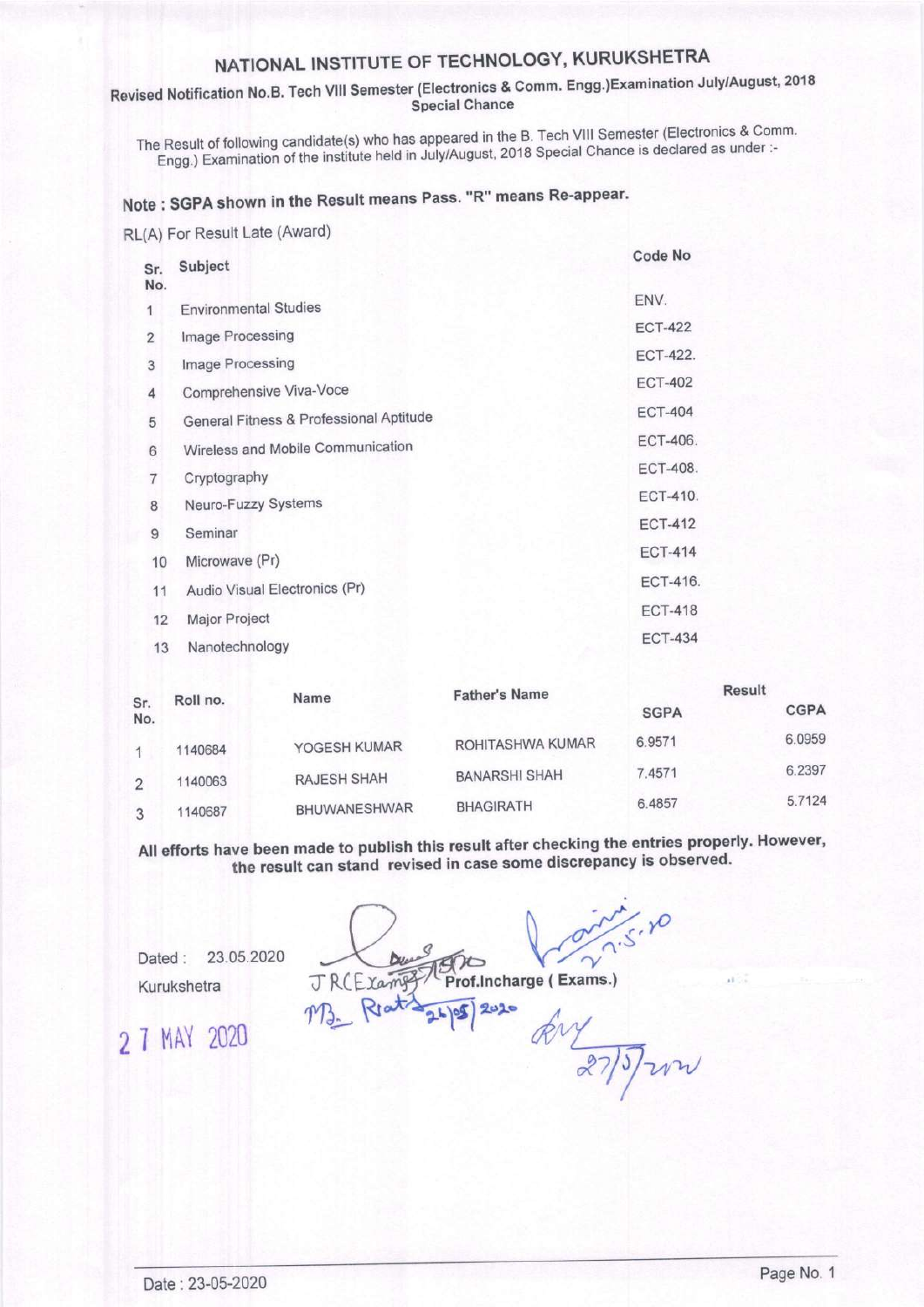# NATIONAL INSTITUTE OF TECHNOLOGY, KURUKSHETRA

## Revised Notification No.B. Tech VIII Semester (Electronics & Comm. Engg.)Examination July/August, 2018 Special Chance

The Result of following candidate(s) who has appeared in the B. Tech VIII Semester (Electronics & Comm. Engg.) Examination of the institute held in July/August, 2018 Special Chance is declared as under :-

**Note : SGPA shown in the Result means Pass. "R" means Re-appear.**

RL(A) For Result Late (Award)

| Sr. No. | Subject | Code No |
|---|---|---|
| 1 | Environmental Studies | ENV. |
| 2 | Image Processing | ECT-422 |
| 3 | Image Processing | ECT-422. |
| 4 | Comprehensive Viva-Voce | ECT-402 |
| 5 | General Fitness & Professional Aptitude | ECT-404 |
| 6 | Wireless and Mobile Communication | ECT-406. |
| 7 | Cryptography | ECT-408. |
| 8 | Neuro-Fuzzy Systems | ECT-410. |
| 9 | Seminar | ECT-412 |
| 10 | Microwave (Pr) | ECT-414 |
| 11 | Audio Visual Electronics (Pr) | ECT-416. |
| 12 | Major Project | ECT-418 |
| 13 | Nanotechnology | ECT-434 |

| Sr. No. | Roll no. | Name | Father's Name | Result | |
|---|---|---|---|---|---|
| | | | | SGPA | CGPA |
| 1 | 1140684 | YOGESH KUMAR | ROHITASHWA KUMAR | 6.9571 | 6.0959 |
| 2 | 1140063 | RAJESH SHAH | BANARSHI SHAH | 7.4571 | 6.2397 |
| 3 | 1140687 | BHUWANESHWAR | BHAGIRATH | 6.4857 | 5.7124 |

**All efforts have been made to publish this result after checking the entries properly. However, the result can stand revised in case some discrepancy is observed.**

Dated : 23.05.2020

Kurukshetra

27 MAY 2020

J R (Exams) 26/05/2020

**Prof.Incharge ( Exams.)**

27.5.20

27/5/2020

Date : 23-05-2020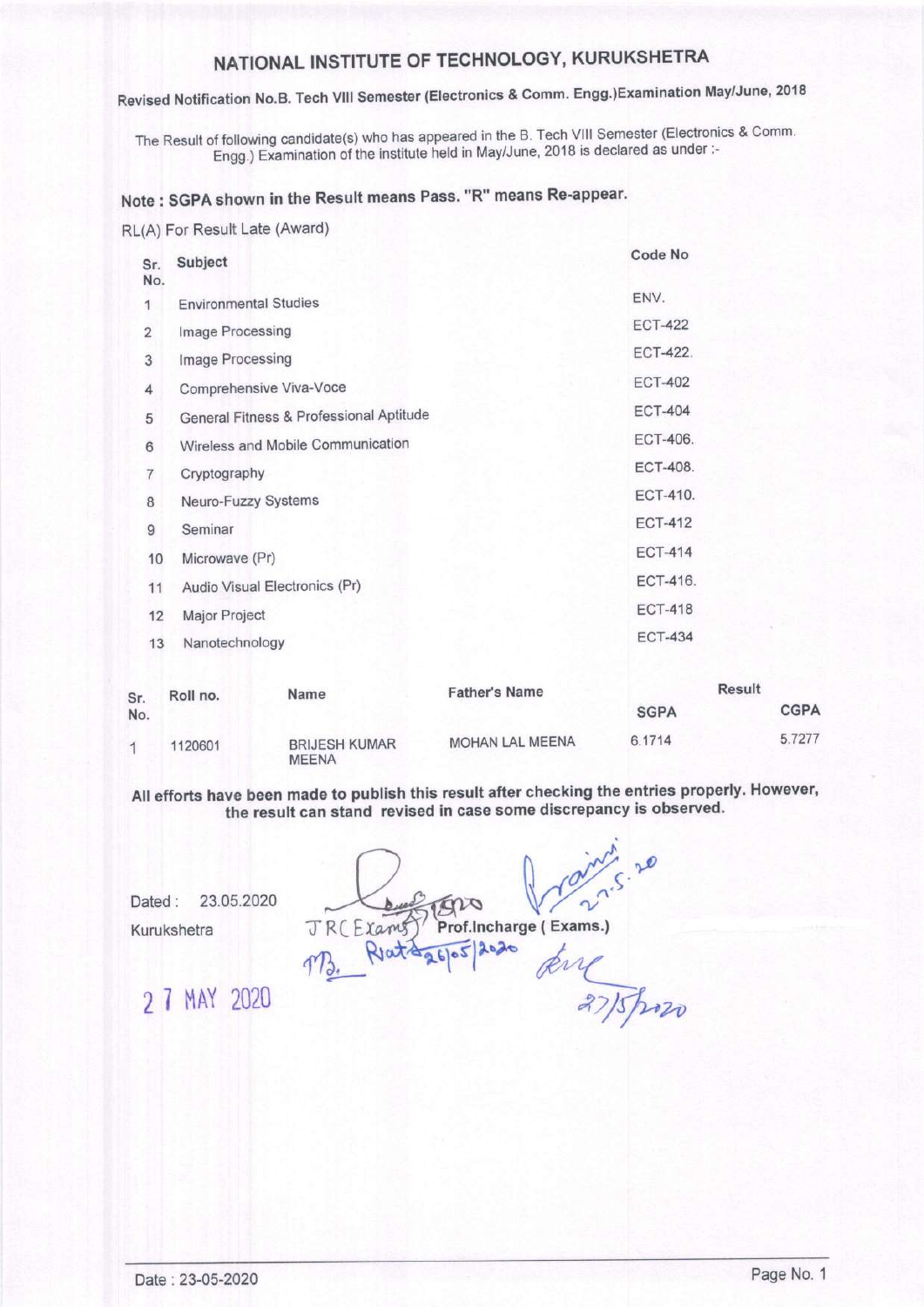# NATIONAL INSTITUTE OF TECHNOLOGY, KURUKSHETRA

## Revised Notification No.B. Tech VIII Semester (Electronics & Comm. Engg.)Examination May/June, 2018

The Result of following candidate(s) who has appeared in the B. Tech VIII Semester (Electronics & Comm. Engg.) Examination of the institute held in May/June, 2018 is declared as under :-

**Note : SGPA shown in the Result means Pass. "R" means Re-appear.**

RL(A) For Result Late (Award)

| Sr. No. | Subject | Code No |
|---|---|---|
| 1 | Environmental Studies | ENV. |
| 2 | Image Processing | ECT-422 |
| 3 | Image Processing | ECT-422. |
| 4 | Comprehensive Viva-Voce | ECT-402 |
| 5 | General Fitness & Professional Aptitude | ECT-404 |
| 6 | Wireless and Mobile Communication | ECT-406. |
| 7 | Cryptography | ECT-408. |
| 8 | Neuro-Fuzzy Systems | ECT-410. |
| 9 | Seminar | ECT-412 |
| 10 | Microwave (Pr) | ECT-414 |
| 11 | Audio Visual Electronics (Pr) | ECT-416. |
| 12 | Major Project | ECT-418 |
| 13 | Nanotechnology | ECT-434 |

| Sr. No. | Roll no. | Name | Father's Name | Result | |
|---|---|---|---|---|---|
| | | | | SGPA | CGPA |
| 1 | 1120601 | BRIJESH KUMAR MEENA | MOHAN LAL MEENA | 6.1714 | 5.7277 |

**All efforts have been made to publish this result after checking the entries properly. However, the result can stand revised in case some discrepancy is observed.**

Dated : 23.05.2020

Kurukshetra

27 MAY 2020

JRC(Exams) 27/5/20

**Prof.Incharge ( Exams.)**

27.5.20

Date : 23-05-2020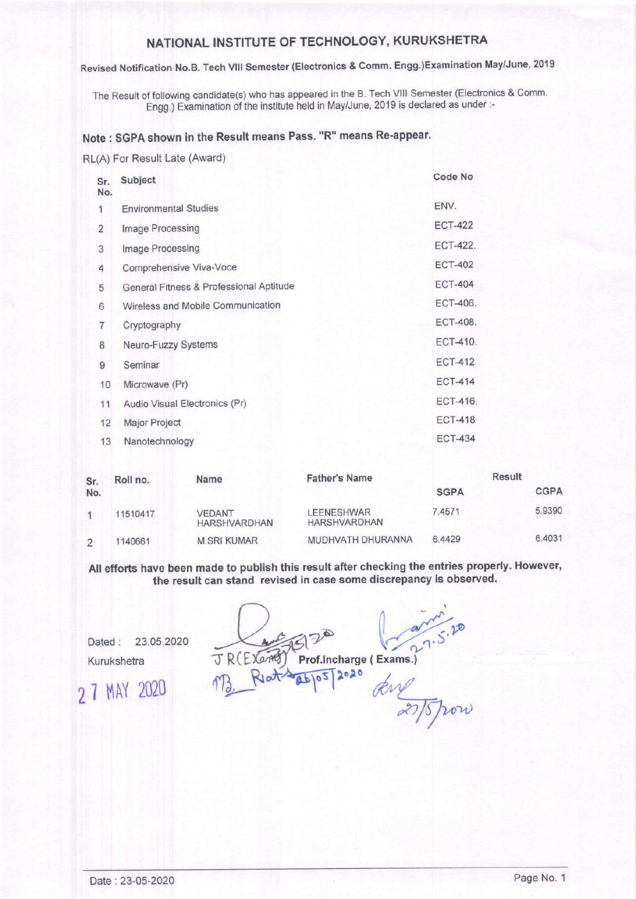# NATIONAL INSTITUTE OF TECHNOLOGY, KURUKSHETRA

Revised Notification No.B. Tech VIII Semester (Electronics & Comm. Engg.)Examination May/June, 2019

The Result of following candidate(s) who has appeared in the B. Tech VIII Semester (Electronics & Comm. Engg.) Examination of the institute held in May/June, 2019 is declared as under :-

**Note : SGPA shown in the Result means Pass. "R" means Re-appear.**

RL(A) For Result Late (Award)

| Sr. No. | Subject | Code No |
|---|---|---|
| 1 | Environmental Studies | ENV. |
| 2 | Image Processing | ECT-422 |
| 3 | Image Processing | ECT-422. |
| 4 | Comprehensive Viva-Voce | ECT-402 |
| 5 | General Fitness & Professional Aptitude | ECT-404 |
| 6 | Wireless and Mobile Communication | ECT-406. |
| 7 | Cryptography | ECT-408. |
| 8 | Neuro-Fuzzy Systems | ECT-410. |
| 9 | Seminar | ECT-412 |
| 10 | Microwave (Pr) | ECT-414 |
| 11 | Audio Visual Electronics (Pr) | ECT-416. |
| 12 | Major Project | ECT-418 |
| 13 | Nanotechnology | ECT-434 |

| Sr. No. | Roll no. | Name | Father's Name | Result | |
|---|---|---|---|---|---|
| | | | | SGPA | CGPA |
| 1 | 11510417 | VEDANT HARSHVARDHAN | LEENESHWAR HARSHVARDHAN | 7.4571 | 5.9390 |
| 2 | 1140661 | M.SRI KUMAR | MUDHVATH DHURANNA | 6.4429 | 6.4031 |

**All efforts have been made to publish this result after checking the entries properly. However, the result can stand revised in case some discrepancy is observed.**

Dated : 23.05.2020

Kurukshetra

27 MAY 2020

J R(Exams) 27/5/20

Prof.Incharge ( Exams.) 27.5.20

Date : 23-05-2020